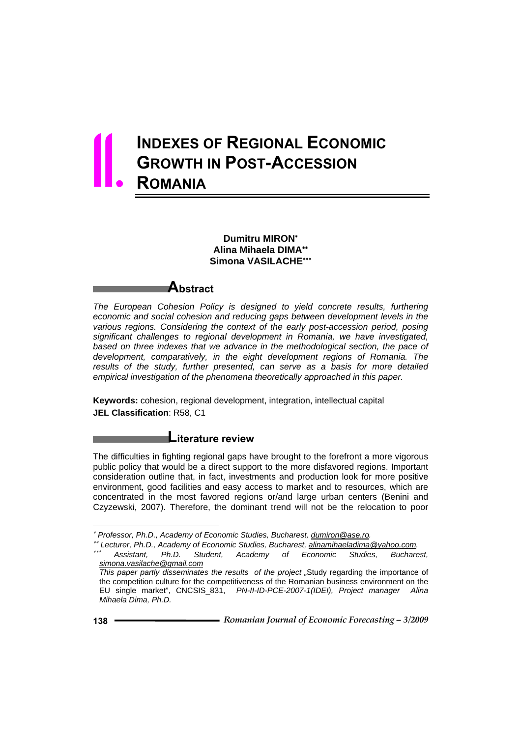# II. INDEXES OF REGIONAL ECONOMIC GROWTH IN POST-ACCESSION ROMANIA

**Dumitru MIRON**[*]
**Alina Mihaela DIMA**[**]
**Simona VASILACHE**[***]

## Abstract

*The European Cohesion Policy is designed to yield concrete results, furthering economic and social cohesion and reducing gaps between development levels in the various regions. Considering the context of the early post-accession period, posing significant challenges to regional development in Romania, we have investigated, based on three indexes that we advance in the methodological section, the pace of development, comparatively, in the eight development regions of Romania. The results of the study, further presented, can serve as a basis for more detailed empirical investigation of the phenomena theoretically approached in this paper.*

**Keywords:** cohesion, regional development, integration, intellectual capital
**JEL Classification**: R58, C1

## Literature review

The difficulties in fighting regional gaps have brought to the forefront a more vigorous public policy that would be a direct support to the more disfavored regions. Important consideration outline that, in fact, investments and production look for more positive environment, good facilities and easy access to market and to resources, which are concentrated in the most favored regions or/and large urban centers (Benini and Czyzewski, 2007). Therefore, the dominant trend will not be the relocation to poor

---

[*] *Professor, Ph.D., Academy of Economic Studies, Bucharest, dumiron@ase.ro.*

[**] *Lecturer, Ph.D., Academy of Economic Studies, Bucharest, alinamihaeladima@yahoo.com.*

[***] *Assistant, Ph.D. Student, Academy of Economic Studies, Bucharest, simona.vasilache@gmail.com*

*This paper partly disseminates the results of the project* „Study regarding the importance of the competition culture for the competitiveness of the Romanian business environment on the EU single market", CNCSIS_831, *PN-II-ID-PCE-2007-1(IDEI), Project manager Alina Mihaela Dima, Ph.D.*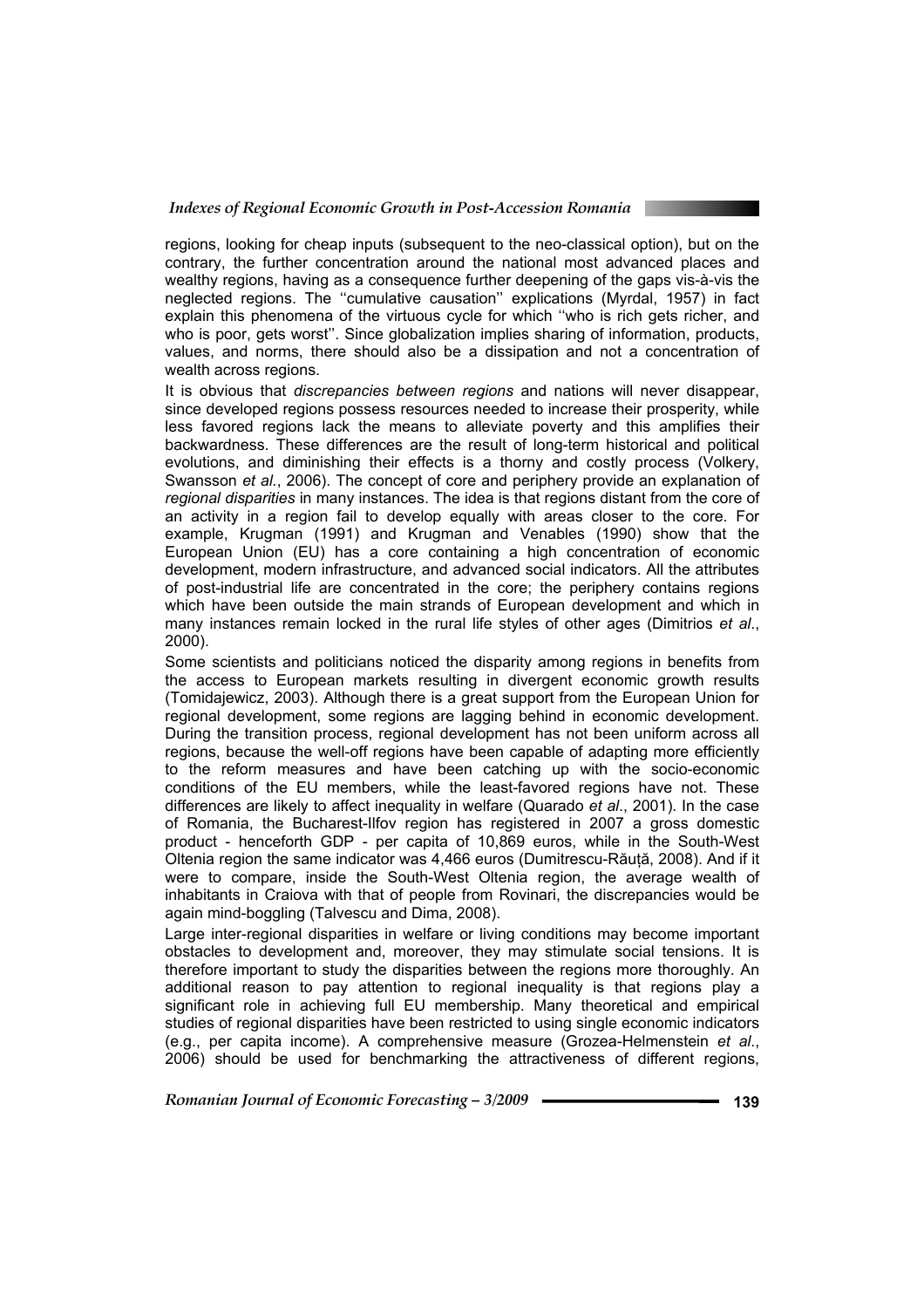regions, looking for cheap inputs (subsequent to the neo-classical option), but on the contrary, the further concentration around the national most advanced places and wealthy regions, having as a consequence further deepening of the gaps vis-à-vis the neglected regions. The ''cumulative causation'' explications (Myrdal, 1957) in fact explain this phenomena of the virtuous cycle for which ''who is rich gets richer, and who is poor, gets worst''. Since globalization implies sharing of information, products, values, and norms, there should also be a dissipation and not a concentration of wealth across regions.

It is obvious that *discrepancies between regions* and nations will never disappear, since developed regions possess resources needed to increase their prosperity, while less favored regions lack the means to alleviate poverty and this amplifies their backwardness. These differences are the result of long-term historical and political evolutions, and diminishing their effects is a thorny and costly process (Volkery, Swansson *et al.*, 2006). The concept of core and periphery provide an explanation of *regional disparities* in many instances. The idea is that regions distant from the core of an activity in a region fail to develop equally with areas closer to the core. For example, Krugman (1991) and Krugman and Venables (1990) show that the European Union (EU) has a core containing a high concentration of economic development, modern infrastructure, and advanced social indicators. All the attributes of post-industrial life are concentrated in the core; the periphery contains regions which have been outside the main strands of European development and which in many instances remain locked in the rural life styles of other ages (Dimitrios *et al*., 2000).

Some scientists and politicians noticed the disparity among regions in benefits from the access to European markets resulting in divergent economic growth results (Tomidajewicz, 2003). Although there is a great support from the European Union for regional development, some regions are lagging behind in economic development. During the transition process, regional development has not been uniform across all regions, because the well-off regions have been capable of adapting more efficiently to the reform measures and have been catching up with the socio-economic conditions of the EU members, while the least-favored regions have not. These differences are likely to affect inequality in welfare (Quarado *et al*., 2001). In the case of Romania, the Bucharest-Ilfov region has registered in 2007 a gross domestic product - henceforth GDP - per capita of 10,869 euros, while in the South-West Oltenia region the same indicator was 4,466 euros (Dumitrescu-Răuță, 2008). And if it were to compare, inside the South-West Oltenia region, the average wealth of inhabitants in Craiova with that of people from Rovinari, the discrepancies would be again mind-boggling (Talvescu and Dima, 2008).

Large inter-regional disparities in welfare or living conditions may become important obstacles to development and, moreover, they may stimulate social tensions. It is therefore important to study the disparities between the regions more thoroughly. An additional reason to pay attention to regional inequality is that regions play a significant role in achieving full EU membership. Many theoretical and empirical studies of regional disparities have been restricted to using single economic indicators (e.g., per capita income). A comprehensive measure (Grozea-Helmenstein *et al*., 2006) should be used for benchmarking the attractiveness of different regions,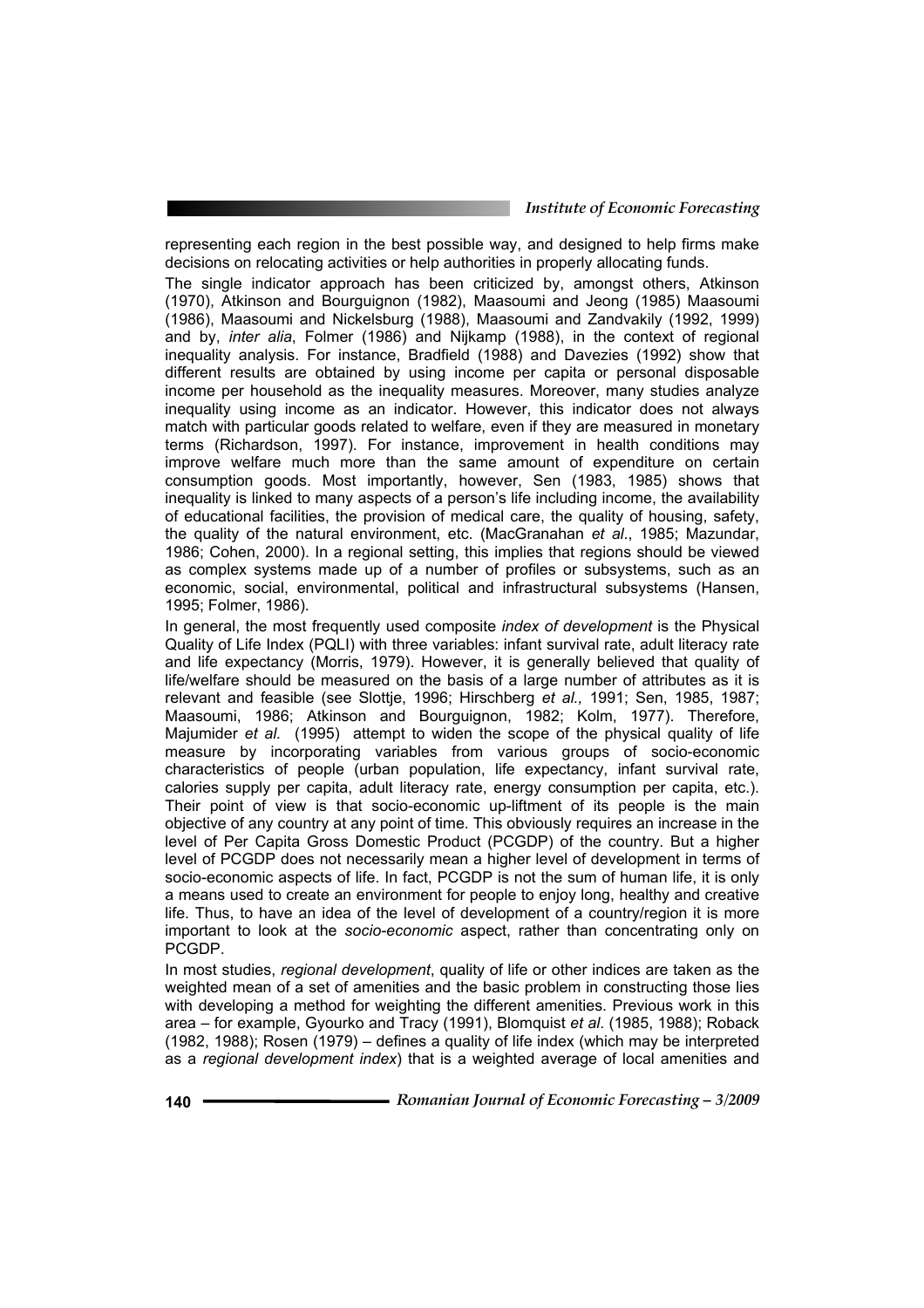representing each region in the best possible way, and designed to help firms make decisions on relocating activities or help authorities in properly allocating funds.

The single indicator approach has been criticized by, amongst others, Atkinson (1970), Atkinson and Bourguignon (1982), Maasoumi and Jeong (1985) Maasoumi (1986), Maasoumi and Nickelsburg (1988), Maasoumi and Zandvakily (1992, 1999) and by, *inter alia*, Folmer (1986) and Nijkamp (1988), in the context of regional inequality analysis. For instance, Bradfield (1988) and Davezies (1992) show that different results are obtained by using income per capita or personal disposable income per household as the inequality measures. Moreover, many studies analyze inequality using income as an indicator. However, this indicator does not always match with particular goods related to welfare, even if they are measured in monetary terms (Richardson, 1997). For instance, improvement in health conditions may improve welfare much more than the same amount of expenditure on certain consumption goods. Most importantly, however, Sen (1983, 1985) shows that inequality is linked to many aspects of a person's life including income, the availability of educational facilities, the provision of medical care, the quality of housing, safety, the quality of the natural environment, etc. (MacGranahan *et al*., 1985; Mazundar, 1986; Cohen, 2000). In a regional setting, this implies that regions should be viewed as complex systems made up of a number of profiles or subsystems, such as an economic, social, environmental, political and infrastructural subsystems (Hansen, 1995; Folmer, 1986).

In general, the most frequently used composite *index of development* is the Physical Quality of Life Index (PQLI) with three variables: infant survival rate, adult literacy rate and life expectancy (Morris, 1979). However, it is generally believed that quality of life/welfare should be measured on the basis of a large number of attributes as it is relevant and feasible (see Slottje, 1996; Hirschberg *et al.,* 1991; Sen, 1985, 1987; Maasoumi, 1986; Atkinson and Bourguignon, 1982; Kolm, 1977). Therefore, Majumider *et al.* (1995) attempt to widen the scope of the physical quality of life measure by incorporating variables from various groups of socio-economic characteristics of people (urban population, life expectancy, infant survival rate, calories supply per capita, adult literacy rate, energy consumption per capita, etc.). Their point of view is that socio-economic up-liftment of its people is the main objective of any country at any point of time. This obviously requires an increase in the level of Per Capita Gross Domestic Product (PCGDP) of the country. But a higher level of PCGDP does not necessarily mean a higher level of development in terms of socio-economic aspects of life. In fact, PCGDP is not the sum of human life, it is only a means used to create an environment for people to enjoy long, healthy and creative life. Thus, to have an idea of the level of development of a country/region it is more important to look at the *socio-economic* aspect, rather than concentrating only on PCGDP.

In most studies, *regional development*, quality of life or other indices are taken as the weighted mean of a set of amenities and the basic problem in constructing those lies with developing a method for weighting the different amenities. Previous work in this area – for example, Gyourko and Tracy (1991), Blomquist *et al*. (1985, 1988); Roback (1982, 1988); Rosen (1979) – defines a quality of life index (which may be interpreted as a *regional development index*) that is a weighted average of local amenities and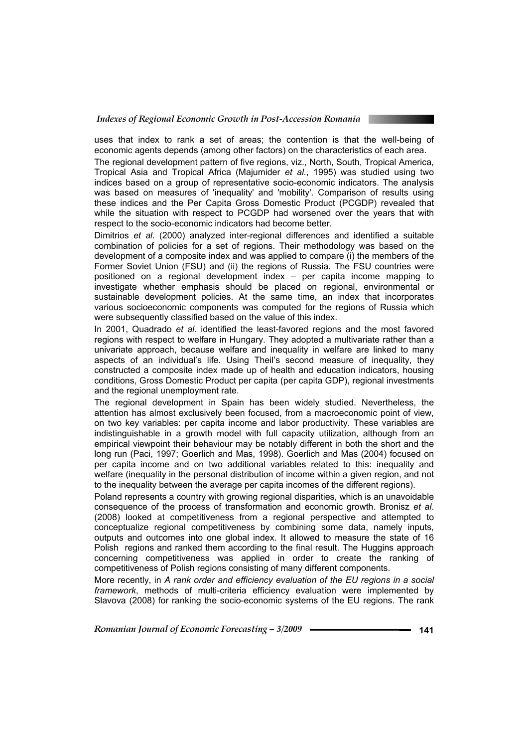uses that index to rank a set of areas; the contention is that the well-being of economic agents depends (among other factors) on the characteristics of each area.

The regional development pattern of five regions, viz., North, South, Tropical America, Tropical Asia and Tropical Africa (Majumider *et al.*, 1995) was studied using two indices based on a group of representative socio-economic indicators. The analysis was based on measures of 'inequality' and 'mobility'. Comparison of results using these indices and the Per Capita Gross Domestic Product (PCGDP) revealed that while the situation with respect to PCGDP had worsened over the years that with respect to the socio-economic indicators had become better.

Dimitrios *et al.* (2000) analyzed inter-regional differences and identified a suitable combination of policies for a set of regions. Their methodology was based on the development of a composite index and was applied to compare (i) the members of the Former Soviet Union (FSU) and (ii) the regions of Russia. The FSU countries were positioned on a regional development index – per capita income mapping to investigate whether emphasis should be placed on regional, environmental or sustainable development policies. At the same time, an index that incorporates various socioeconomic components was computed for the regions of Russia which were subsequently classified based on the value of this index.

In 2001, Quadrado *et al.* identified the least-favored regions and the most favored regions with respect to welfare in Hungary. They adopted a multivariate rather than a univariate approach, because welfare and inequality in welfare are linked to many aspects of an individual's life. Using Theil's second measure of inequality, they constructed a composite index made up of health and education indicators, housing conditions, Gross Domestic Product per capita (per capita GDP), regional investments and the regional unemployment rate.

The regional development in Spain has been widely studied. Nevertheless, the attention has almost exclusively been focused, from a macroeconomic point of view, on two key variables: per capita income and labor productivity. These variables are indistinguishable in a growth model with full capacity utilization, although from an empirical viewpoint their behaviour may be notably different in both the short and the long run (Paci, 1997; Goerlich and Mas, 1998). Goerlich and Mas (2004) focused on per capita income and on two additional variables related to this: inequality and welfare (inequality in the personal distribution of income within a given region, and not to the inequality between the average per capita incomes of the different regions).

Poland represents a country with growing regional disparities, which is an unavoidable consequence of the process of transformation and economic growth. Bronisz *et al*. (2008) looked at competitiveness from a regional perspective and attempted to conceptualize regional competitiveness by combining some data, namely inputs, outputs and outcomes into one global index. It allowed to measure the state of 16 Polish regions and ranked them according to the final result. The Huggins approach concerning competitiveness was applied in order to create the ranking of competitiveness of Polish regions consisting of many different components.

More recently, in *A rank order and efficiency evaluation of the EU regions in a social framework*, methods of multi-criteria efficiency evaluation were implemented by Slavova (2008) for ranking the socio-economic systems of the EU regions. The rank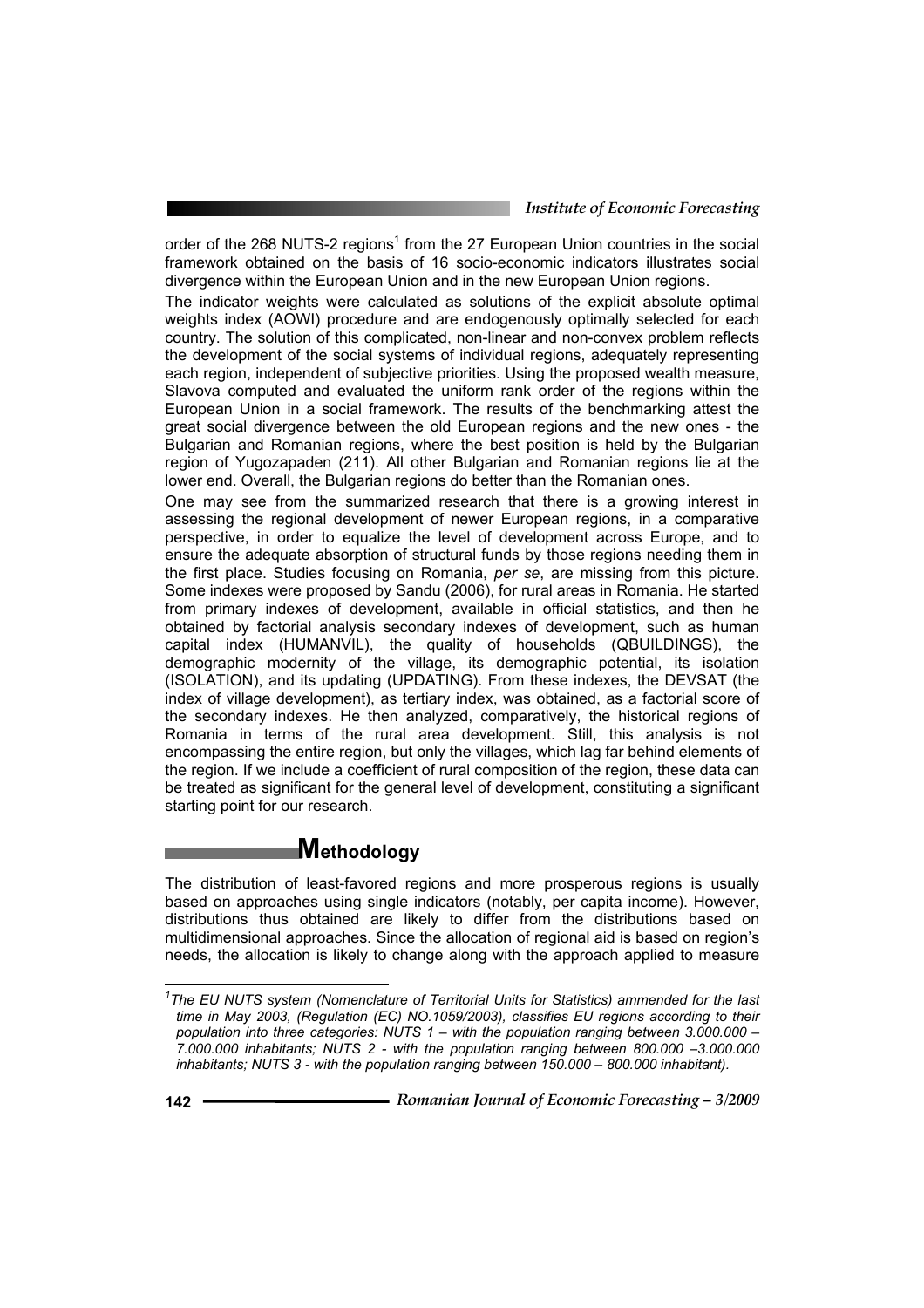order of the 268 NUTS-2 regions[1] from the 27 European Union countries in the social framework obtained on the basis of 16 socio-economic indicators illustrates social divergence within the European Union and in the new European Union regions.

The indicator weights were calculated as solutions of the explicit absolute optimal weights index (AOWI) procedure and are endogenously optimally selected for each country. The solution of this complicated, non-linear and non-convex problem reflects the development of the social systems of individual regions, adequately representing each region, independent of subjective priorities. Using the proposed wealth measure, Slavova computed and evaluated the uniform rank order of the regions within the European Union in a social framework. The results of the benchmarking attest the great social divergence between the old European regions and the new ones - the Bulgarian and Romanian regions, where the best position is held by the Bulgarian region of Yugozapaden (211). All other Bulgarian and Romanian regions lie at the lower end. Overall, the Bulgarian regions do better than the Romanian ones.

One may see from the summarized research that there is a growing interest in assessing the regional development of newer European regions, in a comparative perspective, in order to equalize the level of development across Europe, and to ensure the adequate absorption of structural funds by those regions needing them in the first place. Studies focusing on Romania, *per se*, are missing from this picture. Some indexes were proposed by Sandu (2006), for rural areas in Romania. He started from primary indexes of development, available in official statistics, and then he obtained by factorial analysis secondary indexes of development, such as human capital index (HUMANVIL), the quality of households (QBUILDINGS), the demographic modernity of the village, its demographic potential, its isolation (ISOLATION), and its updating (UPDATING). From these indexes, the DEVSAT (the index of village development), as tertiary index, was obtained, as a factorial score of the secondary indexes. He then analyzed, comparatively, the historical regions of Romania in terms of the rural area development. Still, this analysis is not encompassing the entire region, but only the villages, which lag far behind elements of the region. If we include a coefficient of rural composition of the region, these data can be treated as significant for the general level of development, constituting a significant starting point for our research.

## Methodology

The distribution of least-favored regions and more prosperous regions is usually based on approaches using single indicators (notably, per capita income). However, distributions thus obtained are likely to differ from the distributions based on multidimensional approaches. Since the allocation of regional aid is based on region's needs, the allocation is likely to change along with the approach applied to measure

---

[1] *The EU NUTS system (Nomenclature of Territorial Units for Statistics) ammended for the last time in May 2003, (Regulation (EC) NO.1059/2003), classifies EU regions according to their population into three categories: NUTS 1 – with the population ranging between 3.000.000 – 7.000.000 inhabitants; NUTS 2 - with the population ranging between 800.000 –3.000.000 inhabitants; NUTS 3 - with the population ranging between 150.000 – 800.000 inhabitant).*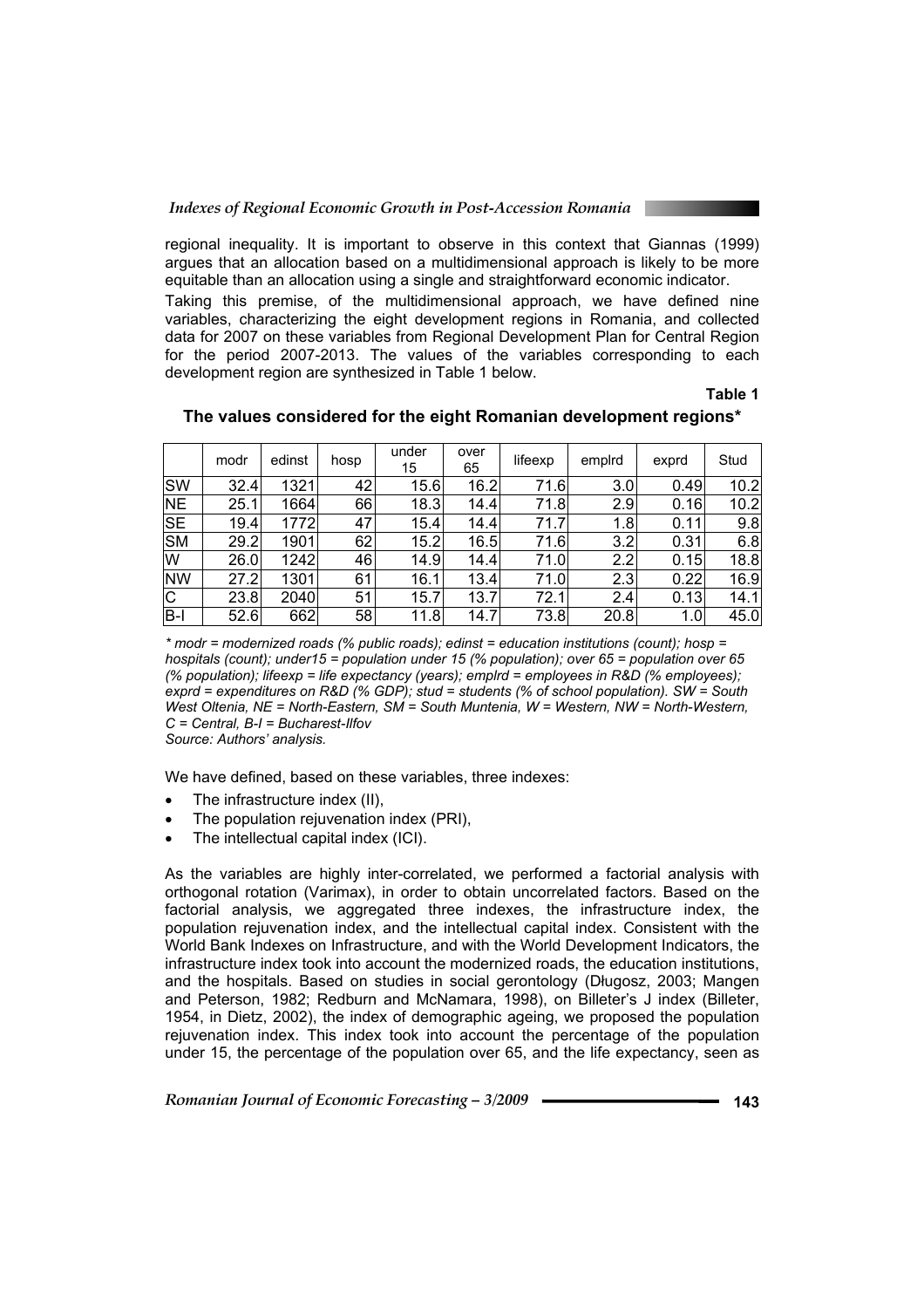regional inequality. It is important to observe in this context that Giannas (1999) argues that an allocation based on a multidimensional approach is likely to be more equitable than an allocation using a single and straightforward economic indicator.

Taking this premise, of the multidimensional approach, we have defined nine variables, characterizing the eight development regions in Romania, and collected data for 2007 on these variables from Regional Development Plan for Central Region for the period 2007-2013. The values of the variables corresponding to each development region are synthesized in Table 1 below.

**Table 1**

**The values considered for the eight Romanian development regions***

| | modr | edinst | hosp | under 15 | over 65 | lifeexp | emplrd | exprd | Stud |
|---|---|---|---|---|---|---|---|---|---|
| SW | 32.4 | 1321 | 42 | 15.6 | 16.2 | 71.6 | 3.0 | 0.49 | 10.2 |
| NE | 25.1 | 1664 | 66 | 18.3 | 14.4 | 71.8 | 2.9 | 0.16 | 10.2 |
| SE | 19.4 | 1772 | 47 | 15.4 | 14.4 | 71.7 | 1.8 | 0.11 | 9.8 |
| SM | 29.2 | 1901 | 62 | 15.2 | 16.5 | 71.6 | 3.2 | 0.31 | 6.8 |
| W | 26.0 | 1242 | 46 | 14.9 | 14.4 | 71.0 | 2.2 | 0.15 | 18.8 |
| NW | 27.2 | 1301 | 61 | 16.1 | 13.4 | 71.0 | 2.3 | 0.22 | 16.9 |
| C | 23.8 | 2040 | 51 | 15.7 | 13.7 | 72.1 | 2.4 | 0.13 | 14.1 |
| B-I | 52.6 | 662 | 58 | 11.8 | 14.7 | 73.8 | 20.8 | 1.0 | 45.0 |

*\* modr = modernized roads (% public roads); edinst = education institutions (count); hosp = hospitals (count); under15 = population under 15 (% population); over 65 = population over 65 (% population); lifeexp = life expectancy (years); emplrd = employees in R&D (% employees); exprd = expenditures on R&D (% GDP); stud = students (% of school population). SW = South West Oltenia, NE = North-Eastern, SM = South Muntenia, W = Western, NW = North-Western, C = Central, B-I = Bucharest-Ilfov*

*Source: Authors' analysis.*

We have defined, based on these variables, three indexes:

- The infrastructure index (II),
- The population rejuvenation index (PRI),
- The intellectual capital index (ICI).

As the variables are highly inter-correlated, we performed a factorial analysis with orthogonal rotation (Varimax), in order to obtain uncorrelated factors. Based on the factorial analysis, we aggregated three indexes, the infrastructure index, the population rejuvenation index, and the intellectual capital index. Consistent with the World Bank Indexes on Infrastructure, and with the World Development Indicators, the infrastructure index took into account the modernized roads, the education institutions, and the hospitals. Based on studies in social gerontology (Długosz, 2003; Mangen and Peterson, 1982; Redburn and McNamara, 1998), on Billeter's J index (Billeter, 1954, in Dietz, 2002), the index of demographic ageing, we proposed the population rejuvenation index. This index took into account the percentage of the population under 15, the percentage of the population over 65, and the life expectancy, seen as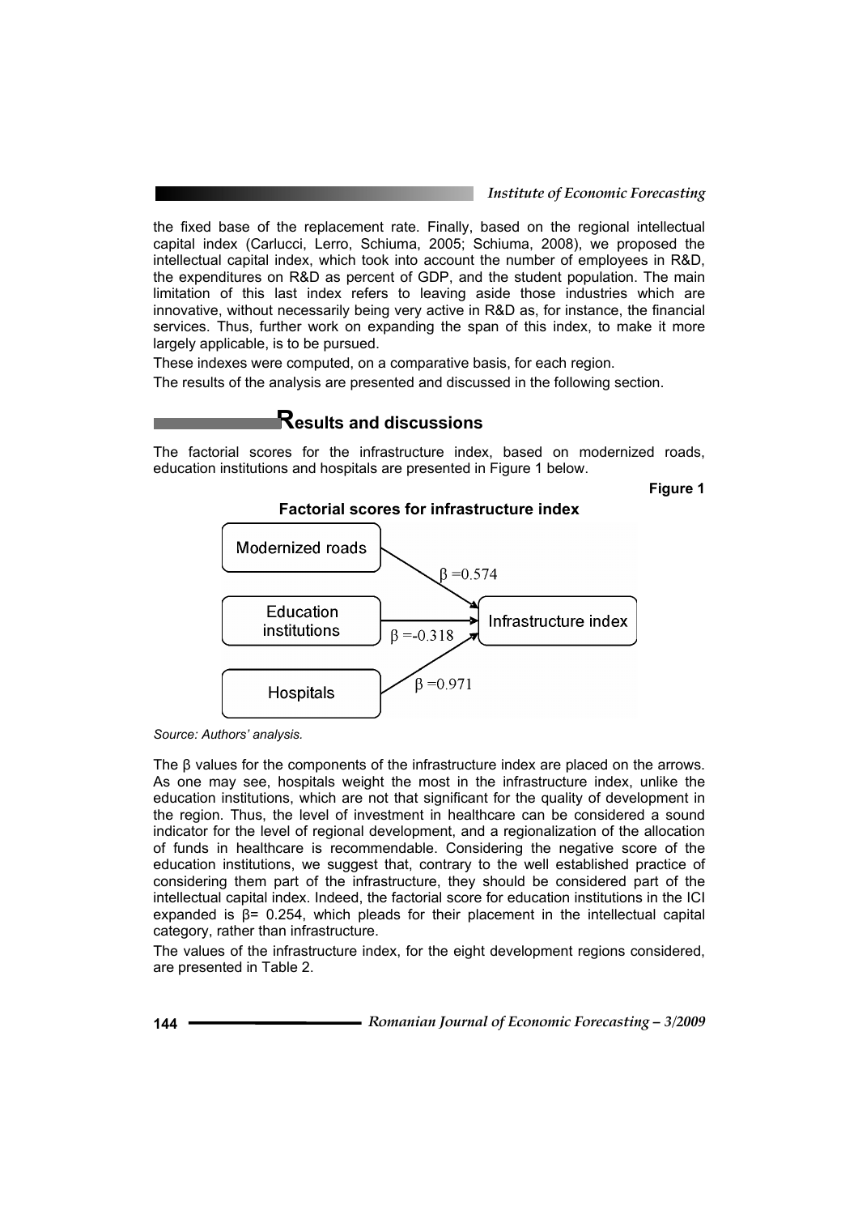the fixed base of the replacement rate. Finally, based on the regional intellectual capital index (Carlucci, Lerro, Schiuma, 2005; Schiuma, 2008), we proposed the intellectual capital index, which took into account the number of employees in R&D, the expenditures on R&D as percent of GDP, and the student population. The main limitation of this last index refers to leaving aside those industries which are innovative, without necessarily being very active in R&D as, for instance, the financial services. Thus, further work on expanding the span of this index, to make it more largely applicable, is to be pursued.

These indexes were computed, on a comparative basis, for each region.

The results of the analysis are presented and discussed in the following section.

## Results and discussions

The factorial scores for the infrastructure index, based on modernized roads, education institutions and hospitals are presented in Figure 1 below.

**Figure 1**

**Factorial scores for infrastructure index**

Modernized roads → Infrastructure index: $\beta = 0.574$

Education institutions → Infrastructure index: $\beta = -0.318$

Hospitals → Infrastructure index: $\beta = 0.971$

*Source: Authors' analysis.*

The β values for the components of the infrastructure index are placed on the arrows. As one may see, hospitals weight the most in the infrastructure index, unlike the education institutions, which are not that significant for the quality of development in the region. Thus, the level of investment in healthcare can be considered a sound indicator for the level of regional development, and a regionalization of the allocation of funds in healthcare is recommendable. Considering the negative score of the education institutions, we suggest that, contrary to the well established practice of considering them part of the infrastructure, they should be considered part of the intellectual capital index. Indeed, the factorial score for education institutions in the ICI expanded is $\beta = 0.254$, which pleads for their placement in the intellectual capital category, rather than infrastructure.

The values of the infrastructure index, for the eight development regions considered, are presented in Table 2.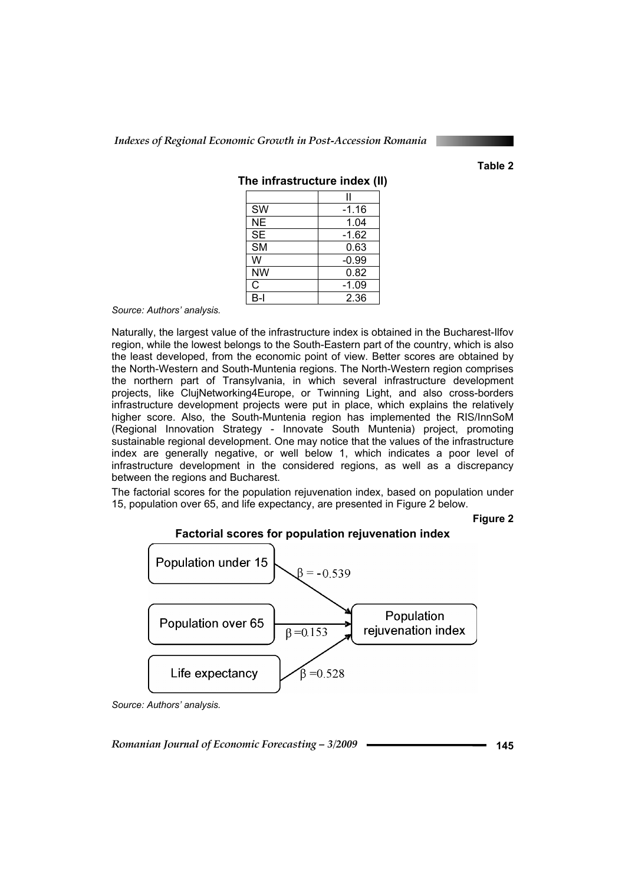Table 2

**The infrastructure index (II)**

| | II |
|---|---|
| SW | -1.16 |
| NE | 1.04 |
| SE | -1.62 |
| SM | 0.63 |
| W | -0.99 |
| NW | 0.82 |
| C | -1.09 |
| B-I | 2.36 |

*Source: Authors' analysis.*

Naturally, the largest value of the infrastructure index is obtained in the Bucharest-Ilfov region, while the lowest belongs to the South-Eastern part of the country, which is also the least developed, from the economic point of view. Better scores are obtained by the North-Western and South-Muntenia regions. The North-Western region comprises the northern part of Transylvania, in which several infrastructure development projects, like ClujNetworking4Europe, or Twinning Light, and also cross-borders infrastructure development projects were put in place, which explains the relatively higher score. Also, the South-Muntenia region has implemented the RIS/InnSoM (Regional Innovation Strategy - Innovate South Muntenia) project, promoting sustainable regional development. One may notice that the values of the infrastructure index are generally negative, or well below 1, which indicates a poor level of infrastructure development in the considered regions, as well as a discrepancy between the regions and Bucharest.

The factorial scores for the population rejuvenation index, based on population under 15, population over 65, and life expectancy, are presented in Figure 2 below.

Figure 2

**Factorial scores for population rejuvenation index**

Population under 15 → $\beta = -0.539$ → Population rejuvenation index

Population over 65 → $\beta = 0.153$ → Population rejuvenation index

Life expectancy → $\beta = 0.528$ → Population rejuvenation index

*Source: Authors' analysis.*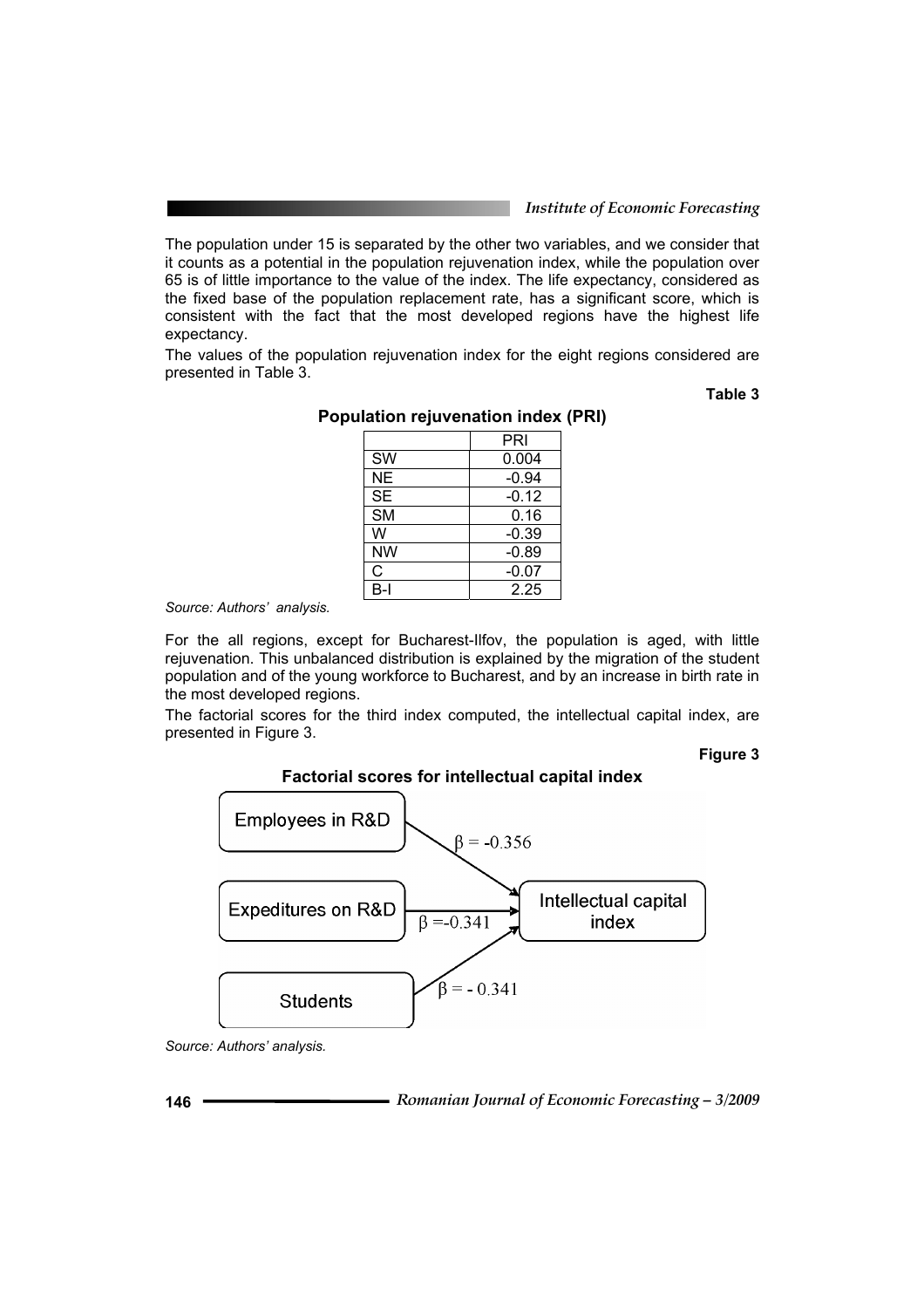The population under 15 is separated by the other two variables, and we consider that it counts as a potential in the population rejuvenation index, while the population over 65 is of little importance to the value of the index. The life expectancy, considered as the fixed base of the population replacement rate, has a significant score, which is consistent with the fact that the most developed regions have the highest life expectancy.

The values of the population rejuvenation index for the eight regions considered are presented in Table 3.

**Table 3**

**Population rejuvenation index (PRI)**

| | PRI |
|---|---|
| SW | 0.004 |
| NE | -0.94 |
| SE | -0.12 |
| SM | 0.16 |
| W | -0.39 |
| NW | -0.89 |
| C | -0.07 |
| B-I | 2.25 |

*Source: Authors' analysis.*

For the all regions, except for Bucharest-Ilfov, the population is aged, with little rejuvenation. This unbalanced distribution is explained by the migration of the student population and of the young workforce to Bucharest, and by an increase in birth rate in the most developed regions.

The factorial scores for the third index computed, the intellectual capital index, are presented in Figure 3.

**Figure 3**

**Factorial scores for intellectual capital index**

Employees in R&D → $\beta = -0.356$ → Intellectual capital index

Expeditures on R&D → $\beta = -0.341$ → Intellectual capital index

Students → $\beta = -0.341$ → Intellectual capital index

*Source: Authors' analysis.*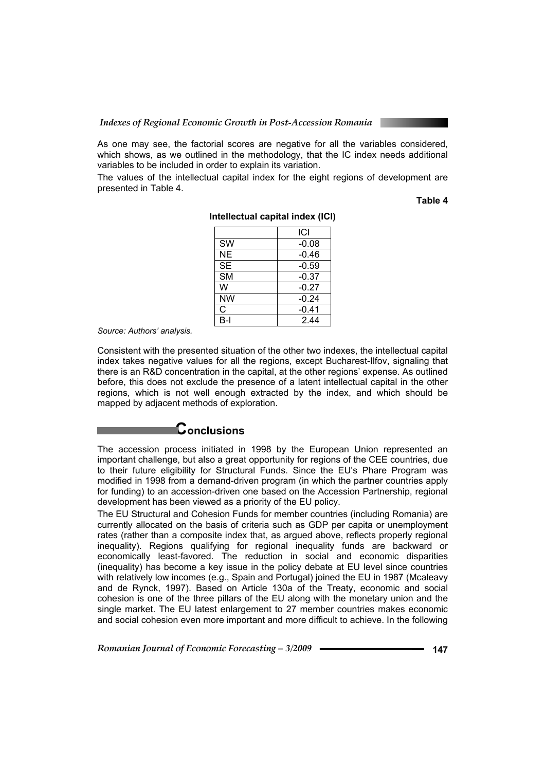As one may see, the factorial scores are negative for all the variables considered, which shows, as we outlined in the methodology, that the IC index needs additional variables to be included in order to explain its variation.

The values of the intellectual capital index for the eight regions of development are presented in Table 4.

**Table 4**

**Intellectual capital index (ICI)**

| | ICI |
|---|---|
| SW | -0.08 |
| NE | -0.46 |
| SE | -0.59 |
| SM | -0.37 |
| W | -0.27 |
| NW | -0.24 |
| C | -0.41 |
| B-I | 2.44 |

*Source: Authors' analysis.*

Consistent with the presented situation of the other two indexes, the intellectual capital index takes negative values for all the regions, except Bucharest-Ilfov, signaling that there is an R&D concentration in the capital, at the other regions' expense. As outlined before, this does not exclude the presence of a latent intellectual capital in the other regions, which is not well enough extracted by the index, and which should be mapped by adjacent methods of exploration.

## Conclusions

The accession process initiated in 1998 by the European Union represented an important challenge, but also a great opportunity for regions of the CEE countries, due to their future eligibility for Structural Funds. Since the EU's Phare Program was modified in 1998 from a demand-driven program (in which the partner countries apply for funding) to an accession-driven one based on the Accession Partnership, regional development has been viewed as a priority of the EU policy.

The EU Structural and Cohesion Funds for member countries (including Romania) are currently allocated on the basis of criteria such as GDP per capita or unemployment rates (rather than a composite index that, as argued above, reflects properly regional inequality). Regions qualifying for regional inequality funds are backward or economically least-favored. The reduction in social and economic disparities (inequality) has become a key issue in the policy debate at EU level since countries with relatively low incomes (e.g., Spain and Portugal) joined the EU in 1987 (Mcaleavy and de Rynck, 1997). Based on Article 130a of the Treaty, economic and social cohesion is one of the three pillars of the EU along with the monetary union and the single market. The EU latest enlargement to 27 member countries makes economic and social cohesion even more important and more difficult to achieve. In the following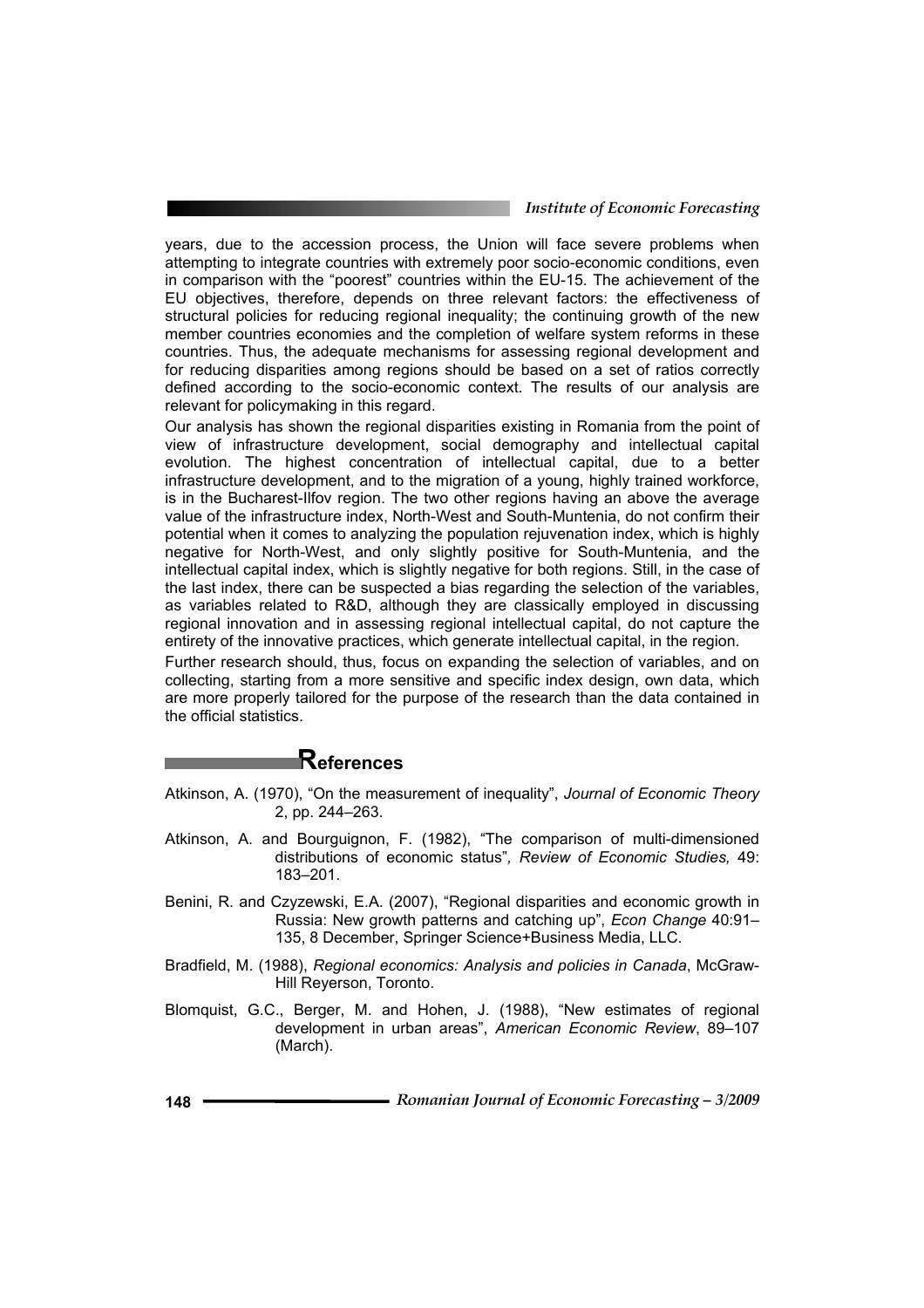years, due to the accession process, the Union will face severe problems when attempting to integrate countries with extremely poor socio-economic conditions, even in comparison with the "poorest" countries within the EU-15. The achievement of the EU objectives, therefore, depends on three relevant factors: the effectiveness of structural policies for reducing regional inequality; the continuing growth of the new member countries economies and the completion of welfare system reforms in these countries. Thus, the adequate mechanisms for assessing regional development and for reducing disparities among regions should be based on a set of ratios correctly defined according to the socio-economic context. The results of our analysis are relevant for policymaking in this regard.

Our analysis has shown the regional disparities existing in Romania from the point of view of infrastructure development, social demography and intellectual capital evolution. The highest concentration of intellectual capital, due to a better infrastructure development, and to the migration of a young, highly trained workforce, is in the Bucharest-Ilfov region. The two other regions having an above the average value of the infrastructure index, North-West and South-Muntenia, do not confirm their potential when it comes to analyzing the population rejuvenation index, which is highly negative for North-West, and only slightly positive for South-Muntenia, and the intellectual capital index, which is slightly negative for both regions. Still, in the case of the last index, there can be suspected a bias regarding the selection of the variables, as variables related to R&D, although they are classically employed in discussing regional innovation and in assessing regional intellectual capital, do not capture the entirety of the innovative practices, which generate intellectual capital, in the region.

Further research should, thus, focus on expanding the selection of variables, and on collecting, starting from a more sensitive and specific index design, own data, which are more properly tailored for the purpose of the research than the data contained in the official statistics.

## References

Atkinson, A. (1970), "On the measurement of inequality", *Journal of Economic Theory* 2, pp. 244–263.

Atkinson, A. and Bourguignon, F. (1982), "The comparison of multi-dimensioned distributions of economic status"*, Review of Economic Studies,* 49: 183–201.

Benini, R. and Czyzewski, E.A. (2007), "Regional disparities and economic growth in Russia: New growth patterns and catching up", *Econ Change* 40:91–135, 8 December, Springer Science+Business Media, LLC.

Bradfield, M. (1988), *Regional economics: Analysis and policies in Canada*, McGraw-Hill Reyerson, Toronto.

Blomquist, G.C., Berger, M. and Hohen, J. (1988), "New estimates of regional development in urban areas", *American Economic Review*, 89–107 (March).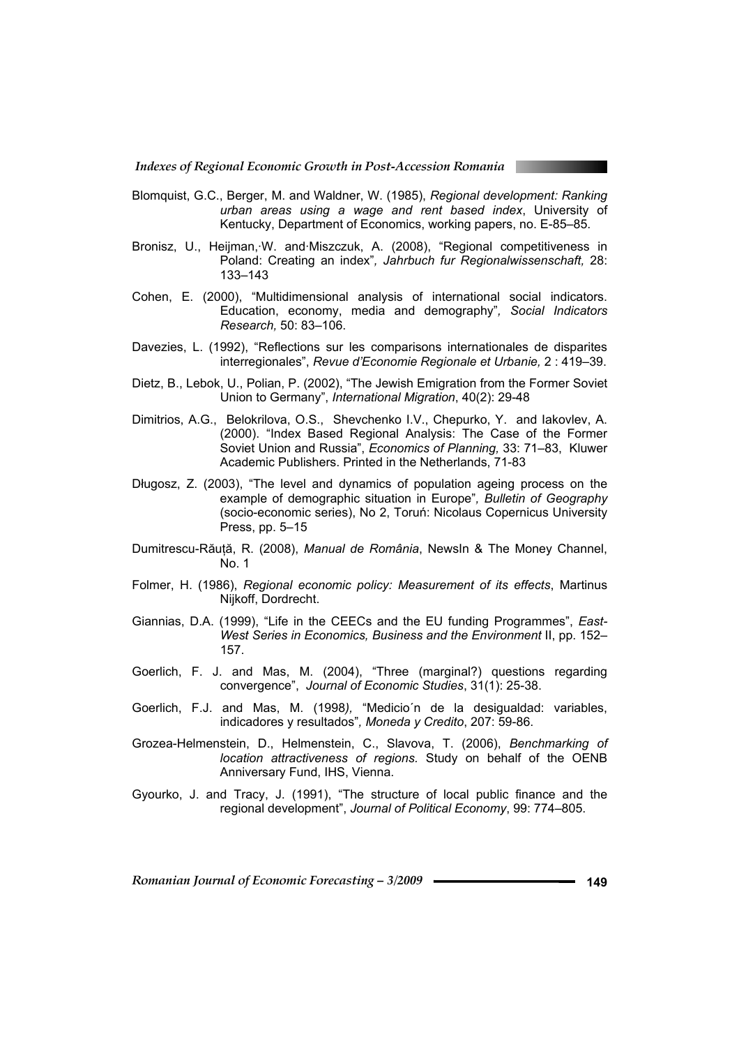Blomquist, G.C., Berger, M. and Waldner, W. (1985), *Regional development: Ranking urban areas using a wage and rent based index*, University of Kentucky, Department of Economics, working papers, no. E-85–85.

Bronisz, U., Heijman,·W. and·Miszczuk, A. (2008), "Regional competitiveness in Poland: Creating an index"*, Jahrbuch fur Regionalwissenschaft,* 28: 133–143

Cohen, E. (2000), "Multidimensional analysis of international social indicators. Education, economy, media and demography"*, Social Indicators Research,* 50: 83–106.

Davezies, L. (1992), "Reflections sur les comparisons internationales de disparites interregionales", *Revue d'Economie Regionale et Urbanie,* 2 : 419–39.

Dietz, B., Lebok, U., Polian, P. (2002), "The Jewish Emigration from the Former Soviet Union to Germany", *International Migration*, 40(2): 29-48

Dimitrios, A.G., Belokrilova, O.S., Shevchenko I.V., Chepurko, Y. and Iakovlev, A. (2000). "Index Based Regional Analysis: The Case of the Former Soviet Union and Russia", *Economics of Planning,* 33: 71–83, Kluwer Academic Publishers. Printed in the Netherlands, 71-83

Długosz, Z. (2003), "The level and dynamics of population ageing process on the example of demographic situation in Europe"*, Bulletin of Geography* (socio-economic series), No 2, Toruń: Nicolaus Copernicus University Press, pp. 5–15

Dumitrescu-Răuță, R. (2008), *Manual de România*, NewsIn & The Money Channel, No. 1

Folmer, H. (1986), *Regional economic policy: Measurement of its effects*, Martinus Nijkoff, Dordrecht.

Giannias, D.A. (1999), "Life in the CEECs and the EU funding Programmes", *East-West Series in Economics, Business and the Environment* II, pp. 152–157.

Goerlich, F. J. and Mas, M. (2004), "Three (marginal?) questions regarding convergence", *Journal of Economic Studies*, 31(1): 25-38.

Goerlich, F.J. and Mas, M. (1998*),* "Medicio´n de la desigualdad: variables, indicadores y resultados"*, Moneda y Credito*, 207: 59-86.

Grozea-Helmenstein, D., Helmenstein, C., Slavova, T. (2006), *Benchmarking of location attractiveness of regions.* Study on behalf of the OENB Anniversary Fund, IHS, Vienna.

Gyourko, J. and Tracy, J. (1991), "The structure of local public finance and the regional development", *Journal of Political Economy*, 99: 774–805.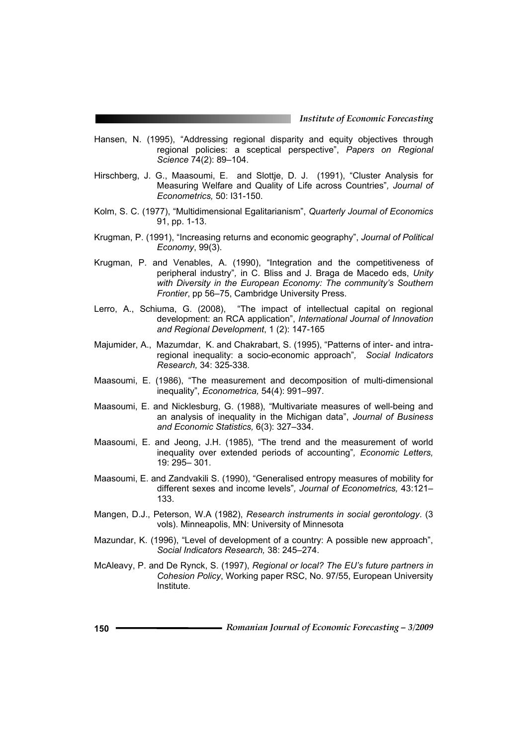Hansen, N. (1995), "Addressing regional disparity and equity objectives through regional policies: a sceptical perspective", *Papers on Regional Science* 74(2): 89–104.

Hirschberg, J. G., Maasoumi, E. and Slottje, D. J. (1991), "Cluster Analysis for Measuring Welfare and Quality of Life across Countries", *Journal of Econometrics,* 50: I31-150.

Kolm, S. C. (1977), "Multidimensional Egalitarianism", *Quarterly Journal of Economics* 91, pp. 1-13.

Krugman, P. (1991), "Increasing returns and economic geography", *Journal of Political Economy*, 99(3).

Krugman, P. and Venables, A. (1990), "Integration and the competitiveness of peripheral industry", in C. Bliss and J. Braga de Macedo eds, *Unity with Diversity in the European Economy: The community's Southern Frontier*, pp 56–75, Cambridge University Press.

Lerro, A., Schiuma, G. (2008), "The impact of intellectual capital on regional development: an RCA application", *International Journal of Innovation and Regional Development*, 1 (2): 147-165

Majumider, A., Mazumdar, K. and Chakrabart, S. (1995), "Patterns of inter- and intra-regional inequality: a socio-economic approach", *Social Indicators Research,* 34: 325-338.

Maasoumi, E. (1986), "The measurement and decomposition of multi-dimensional inequality", *Econometrica,* 54(4): 991–997.

Maasoumi, E. and Nicklesburg, G. (1988), "Multivariate measures of well-being and an analysis of inequality in the Michigan data", *Journal of Business and Economic Statistics,* 6(3): 327–334.

Maasoumi, E. and Jeong, J.H. (1985), "The trend and the measurement of world inequality over extended periods of accounting", *Economic Letters,* 19: 295– 301.

Maasoumi, E. and Zandvakili S. (1990), "Generalised entropy measures of mobility for different sexes and income levels", *Journal of Econometrics,* 43:121–133.

Mangen, D.J., Peterson, W.A (1982), *Research instruments in social gerontology*. (3 vols). Minneapolis, MN: University of Minnesota

Mazundar, K. (1996), "Level of development of a country: A possible new approach", *Social Indicators Research,* 38: 245–274.

McAleavy, P. and De Rynck, S. (1997), *Regional or local? The EU's future partners in Cohesion Policy*, Working paper RSC, No. 97/55, European University Institute.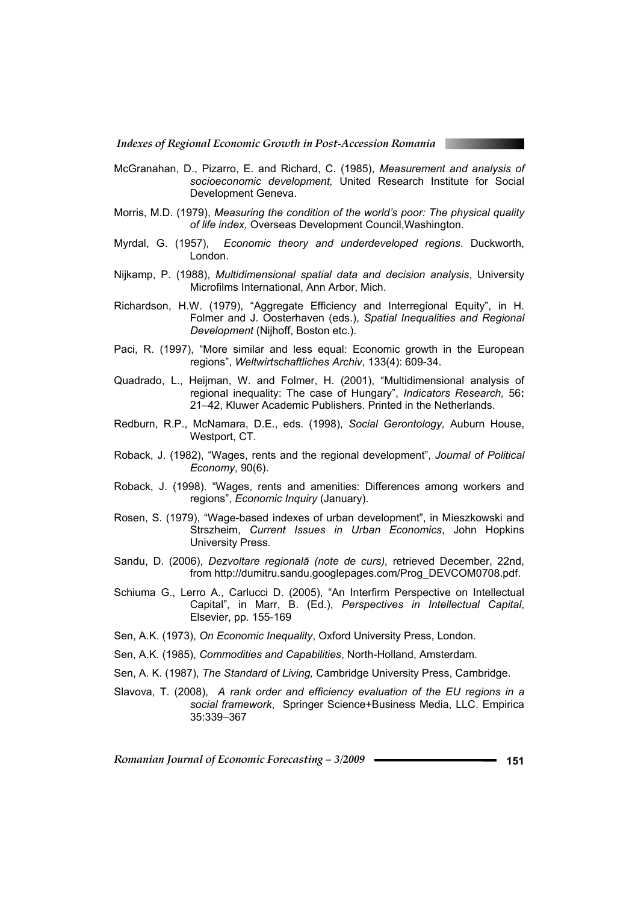McGranahan, D., Pizarro, E. and Richard, C. (1985), *Measurement and analysis of socioeconomic development,* United Research Institute for Social Development Geneva.

Morris, M.D. (1979), *Measuring the condition of the world's poor: The physical quality of life index,* Overseas Development Council,Washington.

Myrdal, G. (1957), *Economic theory and underdeveloped regions*. Duckworth, London.

Nijkamp, P. (1988), *Multidimensional spatial data and decision analysis*, University Microfilms International, Ann Arbor, Mich.

Richardson, H.W. (1979), "Aggregate Efficiency and Interregional Equity", in H. Folmer and J. Oosterhaven (eds.), *Spatial Inequalities and Regional Development* (Nijhoff, Boston etc.).

Paci, R. (1997), "More similar and less equal: Economic growth in the European regions", *Weltwirtschaftliches Archiv*, 133(4): 609-34.

Quadrado, L., Heijman, W. and Folmer, H. (2001), "Multidimensional analysis of regional inequality: The case of Hungary", *Indicators Research,* 56**:** 21–42, Kluwer Academic Publishers. Printed in the Netherlands.

Redburn, R.P., McNamara, D.E., eds. (1998), *Social Gerontology,* Auburn House, Westport, CT.

Roback, J. (1982), "Wages, rents and the regional development", *Journal of Political Economy*, 90(6).

Roback, J. (1998). "Wages, rents and amenities: Differences among workers and regions", *Economic Inquiry* (January).

Rosen, S. (1979), "Wage-based indexes of urban development", in Mieszkowski and Strszheim, *Current Issues in Urban Economics*, John Hopkins University Press.

Sandu, D. (2006), *Dezvoltare regională (note de curs),* retrieved December, 22nd, from http://dumitru.sandu.googlepages.com/Prog_DEVCOM0708.pdf.

Schiuma G., Lerro A., Carlucci D. (2005), "An Interfirm Perspective on Intellectual Capital", in Marr, B. (Ed.), *Perspectives in Intellectual Capital*, Elsevier, pp. 155-169

Sen, A.K. (1973), *On Economic Inequality*, Oxford University Press, London.

Sen, A.K. (1985), *Commodities and Capabilities*, North-Holland, Amsterdam.

Sen, A. K. (1987), *The Standard of Living,* Cambridge University Press, Cambridge.

Slavova, T. (2008), *A rank order and efficiency evaluation of the EU regions in a social framework*, Springer Science+Business Media, LLC. Empirica 35:339–367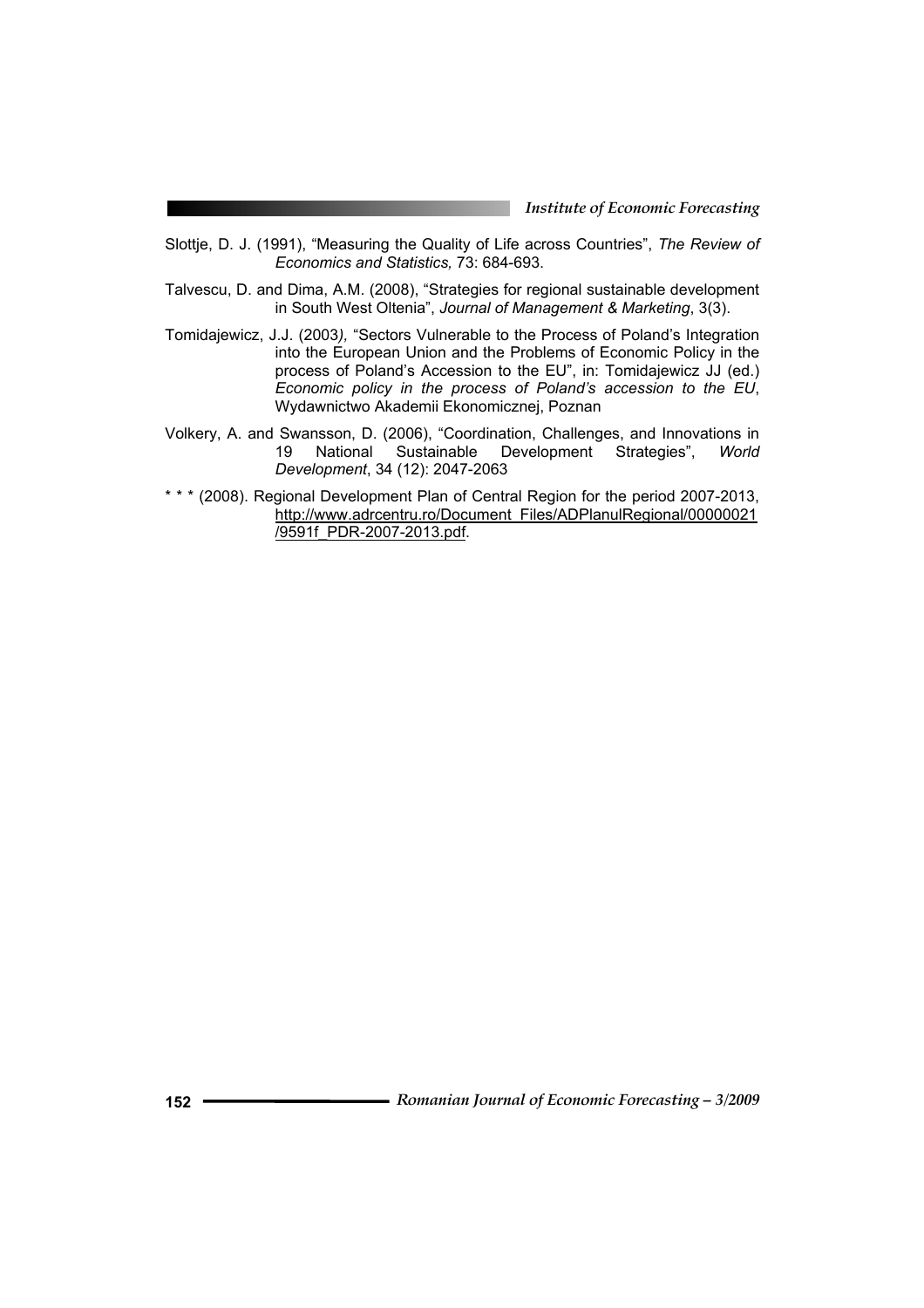Slottje, D. J. (1991), "Measuring the Quality of Life across Countries", *The Review of Economics and Statistics,* 73: 684-693.

Talvescu, D. and Dima, A.M. (2008), "Strategies for regional sustainable development in South West Oltenia", *Journal of Management & Marketing*, 3(3).

Tomidajewicz, J.J. (2003*),* "Sectors Vulnerable to the Process of Poland's Integration into the European Union and the Problems of Economic Policy in the process of Poland's Accession to the EU", in: Tomidajewicz JJ (ed.) *Economic policy in the process of Poland's accession to the EU*, Wydawnictwo Akademii Ekonomicznej, Poznan

Volkery, A. and Swansson, D. (2006), "Coordination, Challenges, and Innovations in 19 National Sustainable Development Strategies", *World Development*, 34 (12): 2047-2063

\* \* \* (2008). Regional Development Plan of Central Region for the period 2007-2013, http://www.adrcentru.ro/Document_Files/ADPlanulRegional/00000021/9591f_PDR-2007-2013.pdf.